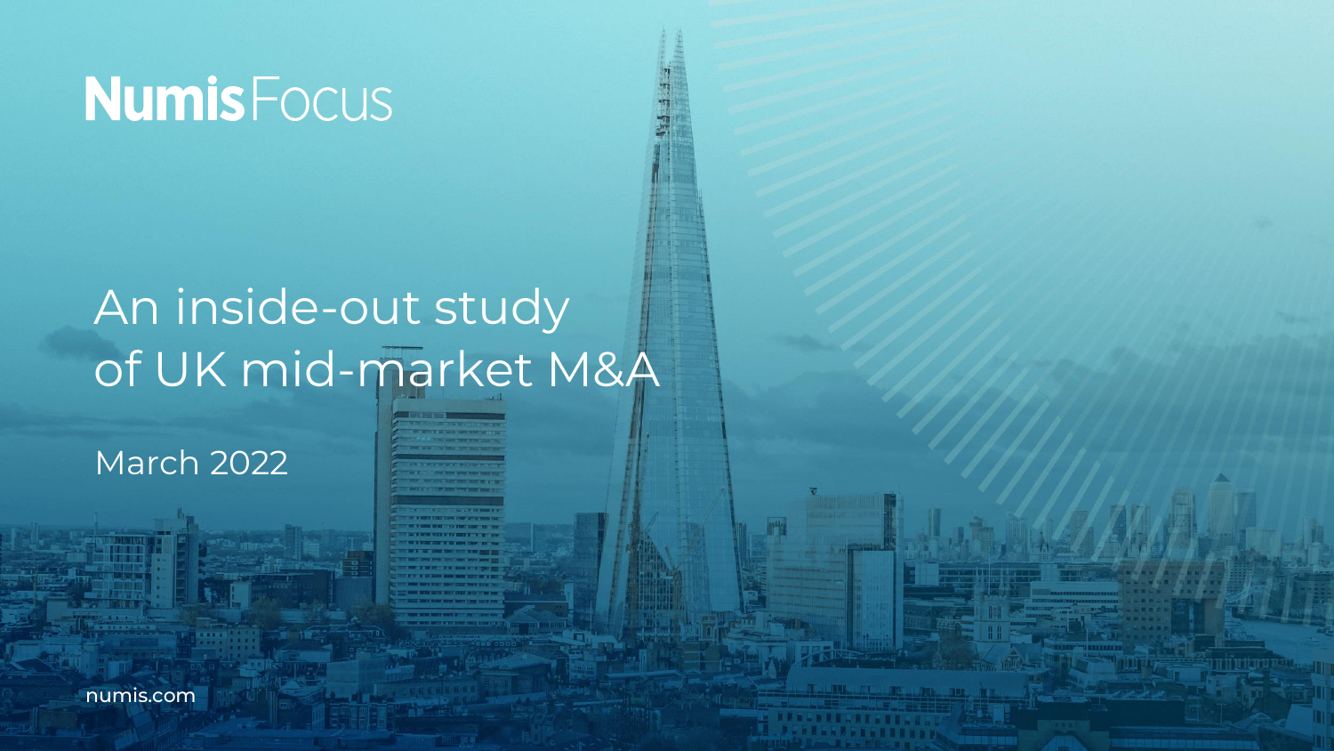NumisFocus

# An inside-out study of UK mid-market M&A

March 2022

numis.com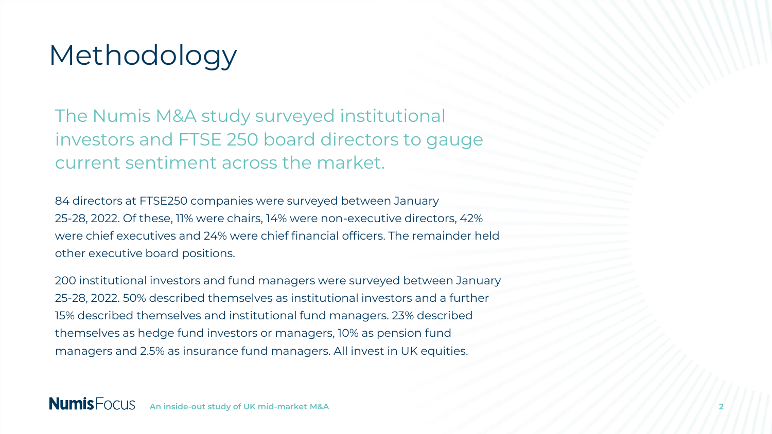# Methodology

The Numis M&A study surveyed institutional investors and FTSE 250 board directors to gauge current sentiment across the market.

84 directors at FTSE250 companies were surveyed between January 25-28, 2022. Of these, 11% were chairs, 14% were non-executive directors, 42% were chief executives and 24% were chief financial officers. The remainder held other executive board positions.

200 institutional investors and fund managers were surveyed between January 25-28, 2022. 50% described themselves as institutional investors and a further 15% described themselves and institutional fund managers. 23% described themselves as hedge fund investors or managers, 10% as pension fund managers and 2.5% as insurance fund managers. All invest in UK equities.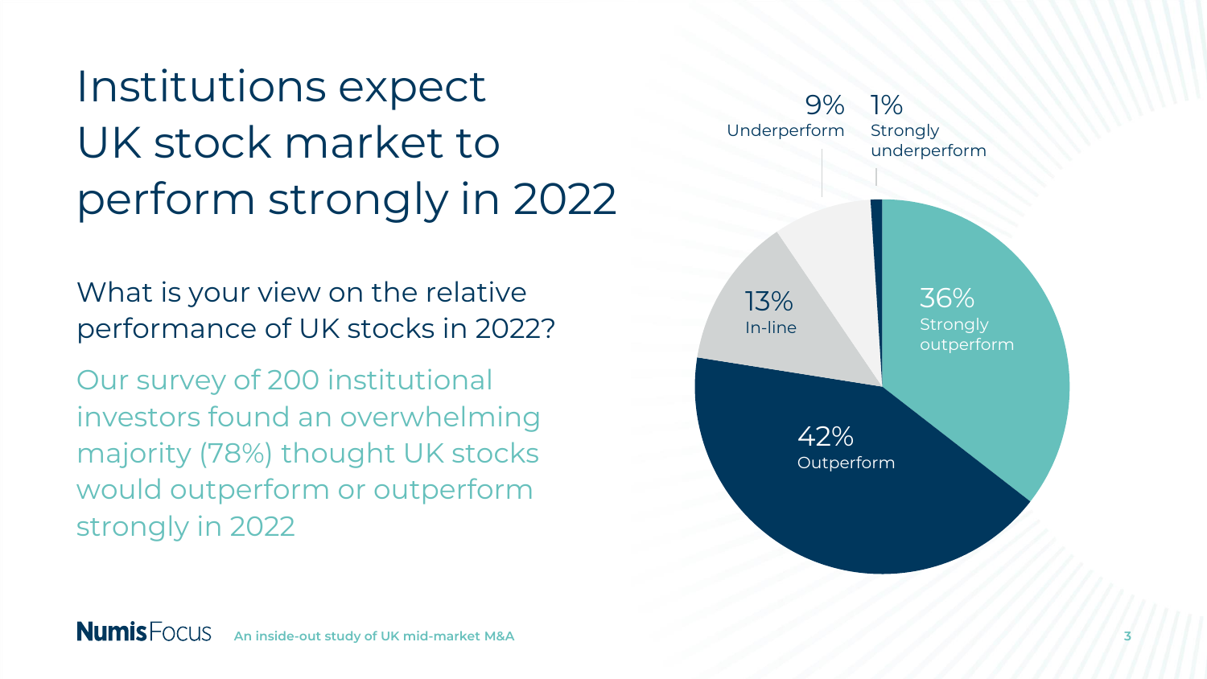# Institutions expect UK stock market to perform strongly in 2022

What is your view on the relative performance of UK stocks in 2022?

Our survey of 200 institutional investors found an overwhelming majority (78%) thought UK stocks would outperform or outperform strongly in 2022

| Response | Share |
| --- | --- |
| Strongly outperform | 36% |
| Outperform | 42% |
| In-line | 13% |
| Underperform | 9% |
| Strongly underperform | 1% |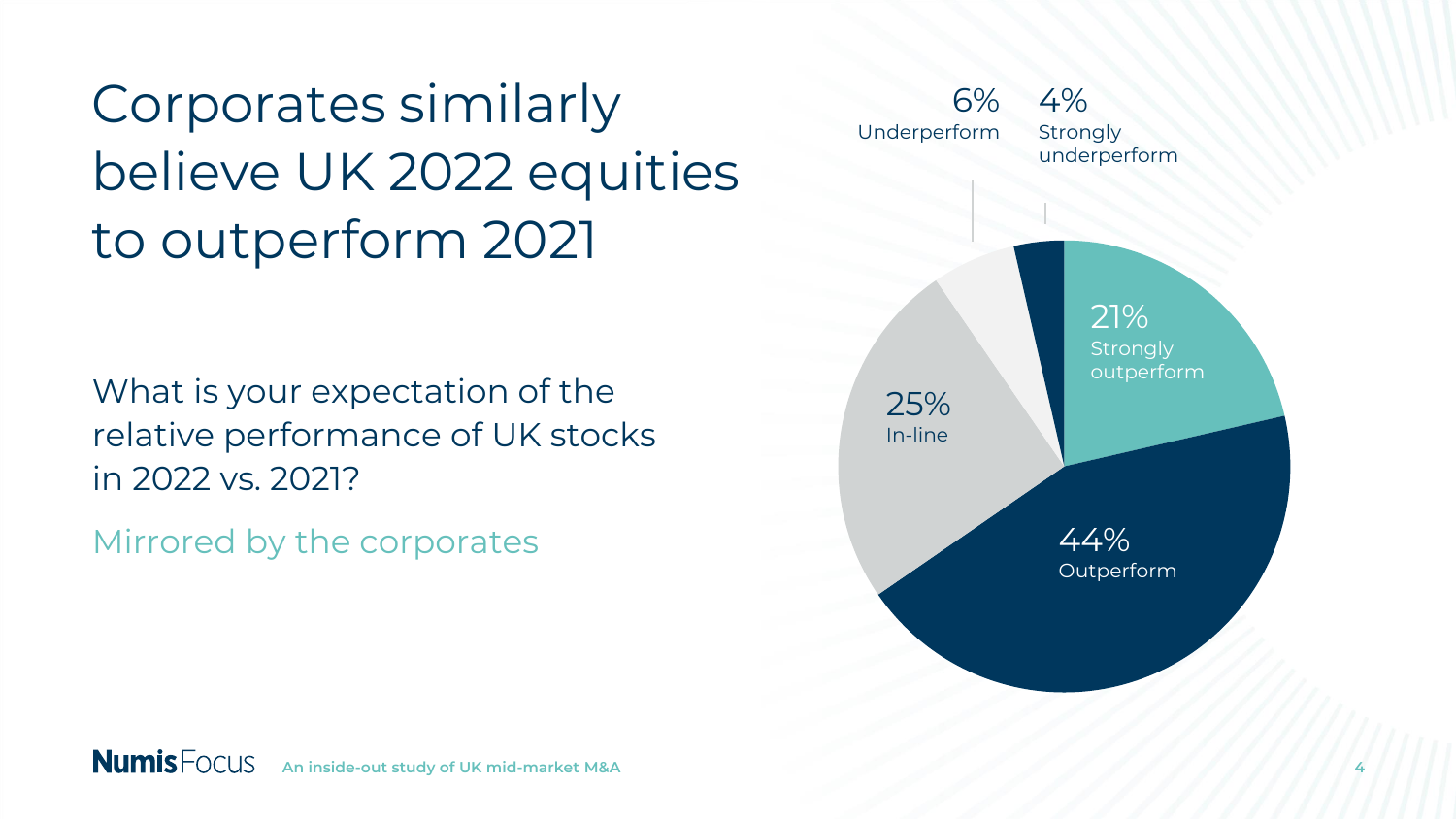# Corporates similarly believe UK 2022 equities to outperform 2021

What is your expectation of the relative performance of UK stocks in 2022 vs. 2021?

Mirrored by the corporates

| Response | Share |
| --- | --- |
| Strongly outperform | 21% |
| Outperform | 44% |
| In-line | 25% |
| Underperform | 6% |
| Strongly underperform | 4% |

**NumisFocus** An inside-out study of UK mid-market M&A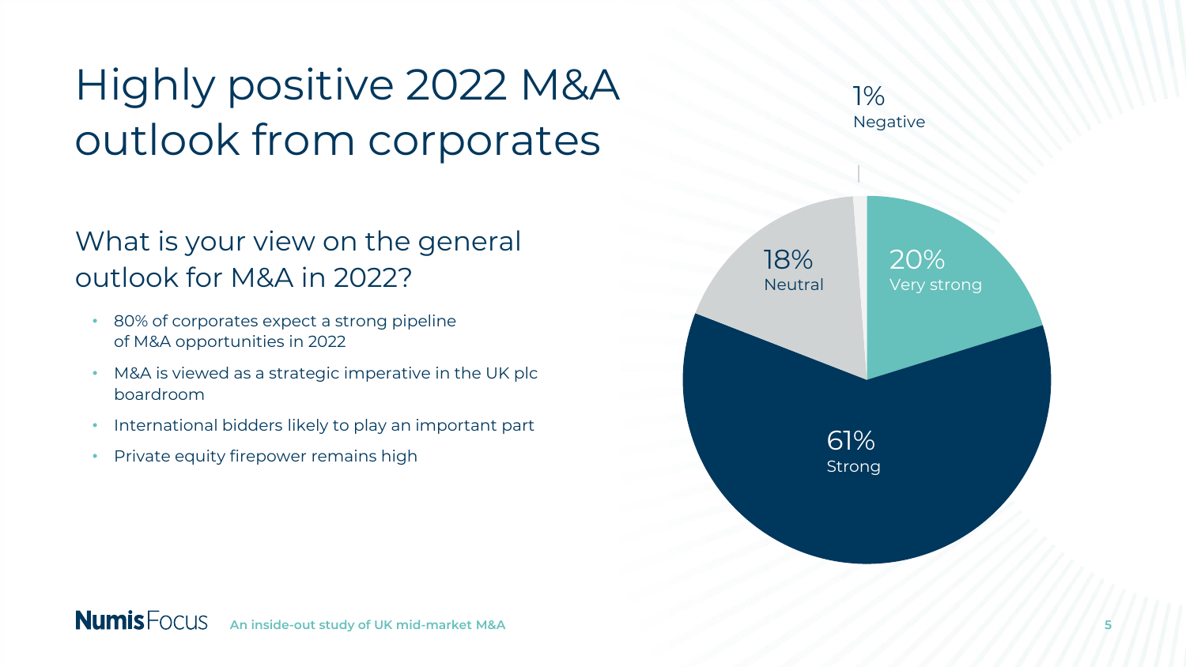# Highly positive 2022 M&A outlook from corporates

## What is your view on the general outlook for M&A in 2022?

- 80% of corporates expect a strong pipeline of M&A opportunities in 2022
- M&A is viewed as a strategic imperative in the UK plc boardroom
- International bidders likely to play an important part
- Private equity firepower remains high

| Response | Share |
| --- | --- |
| Very strong | 20% |
| Strong | 61% |
| Neutral | 18% |
| Negative | 1% |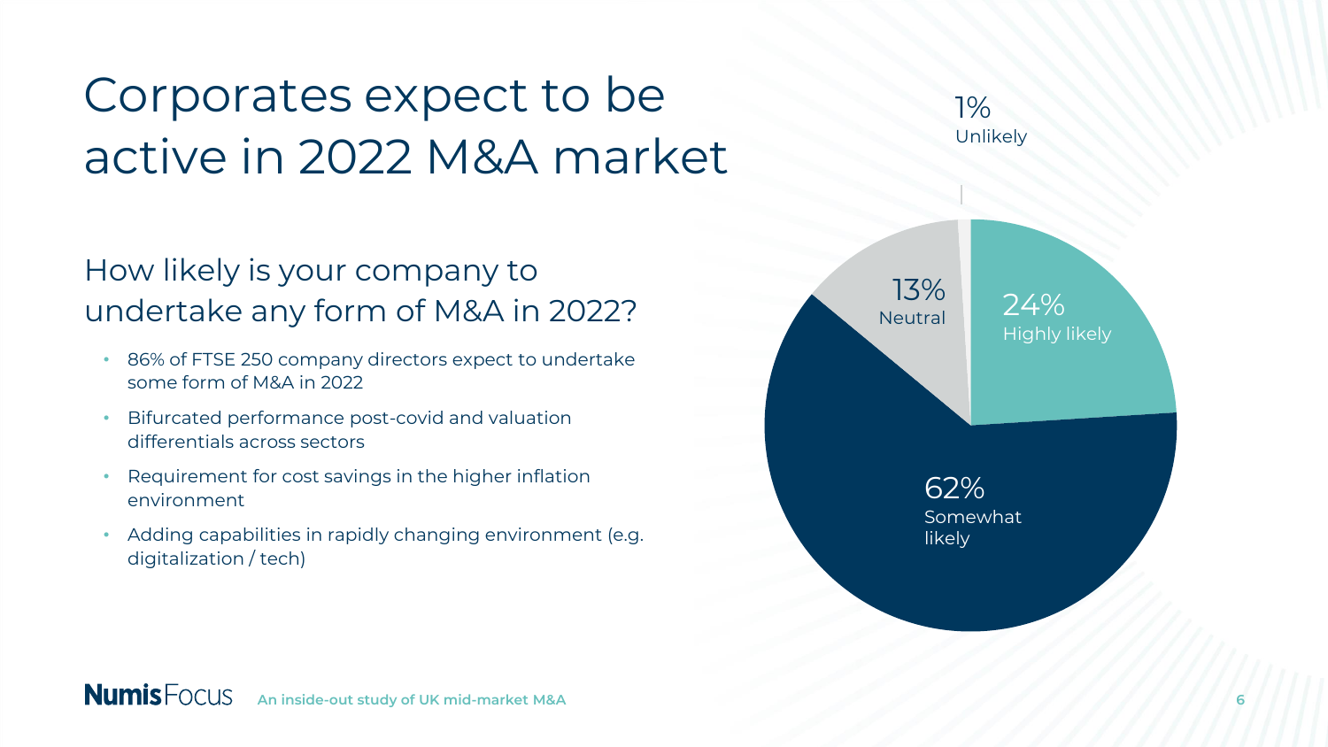# Corporates expect to be active in 2022 M&A market

## How likely is your company to undertake any form of M&A in 2022?

- 86% of FTSE 250 company directors expect to undertake some form of M&A in 2022
- Bifurcated performance post-covid and valuation differentials across sectors
- Requirement for cost savings in the higher inflation environment
- Adding capabilities in rapidly changing environment (e.g. digitalization / tech)

1% Unlikely

13% Neutral

24% Highly likely

62% Somewhat likely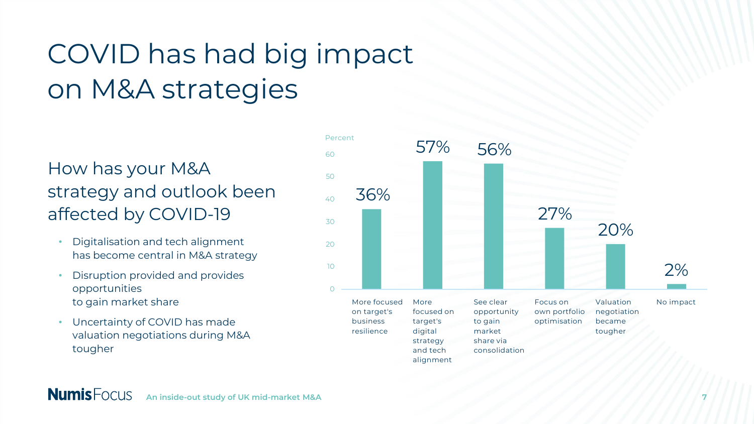# COVID has had big impact on M&A strategies

## How has your M&A strategy and outlook been affected by COVID-19

- Digitalisation and tech alignment has become central in M&A strategy
- Disruption provided and provides opportunities to gain market share
- Uncertainty of COVID has made valuation negotiations during M&A tougher

| Response | Percent |
| --- | --- |
| More focused on target's business resilience | 36% |
| More focused on target's digital strategy and tech alignment | 57% |
| See clear opportunity to gain market share via consolidation | 56% |
| Focus on own portfolio optimisation | 27% |
| Valuation negotiation became tougher | 20% |
| No impact | 2% |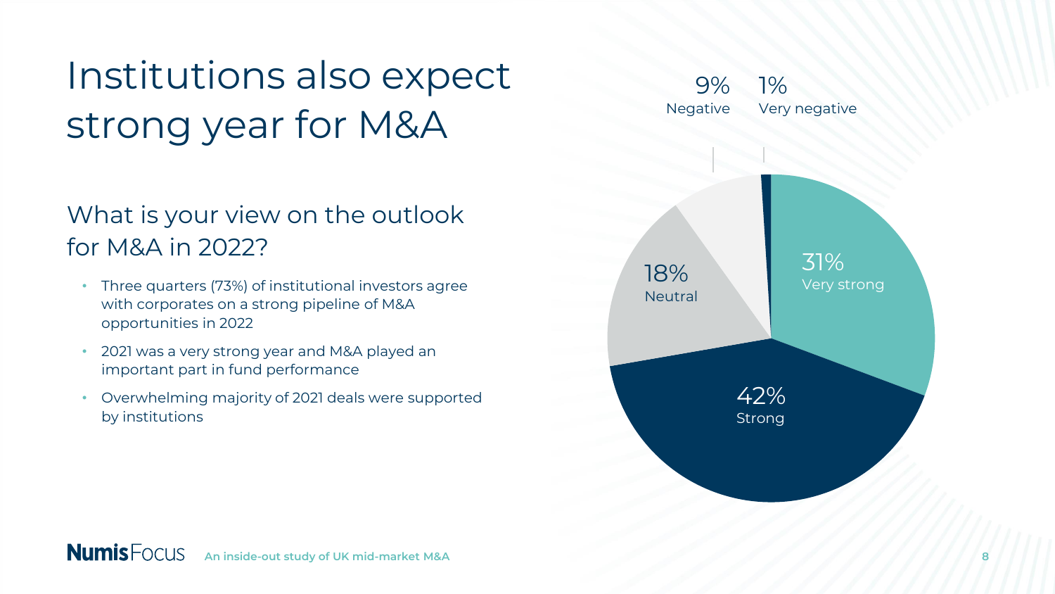# Institutions also expect strong year for M&A

## What is your view on the outlook for M&A in 2022?

- Three quarters (73%) of institutional investors agree with corporates on a strong pipeline of M&A opportunities in 2022
- 2021 was a very strong year and M&A played an important part in fund performance
- Overwhelming majority of 2021 deals were supported by institutions

| Outlook | Share |
|---|---|
| Very strong | 31% |
| Strong | 42% |
| Neutral | 18% |
| Negative | 9% |
| Very negative | 1% |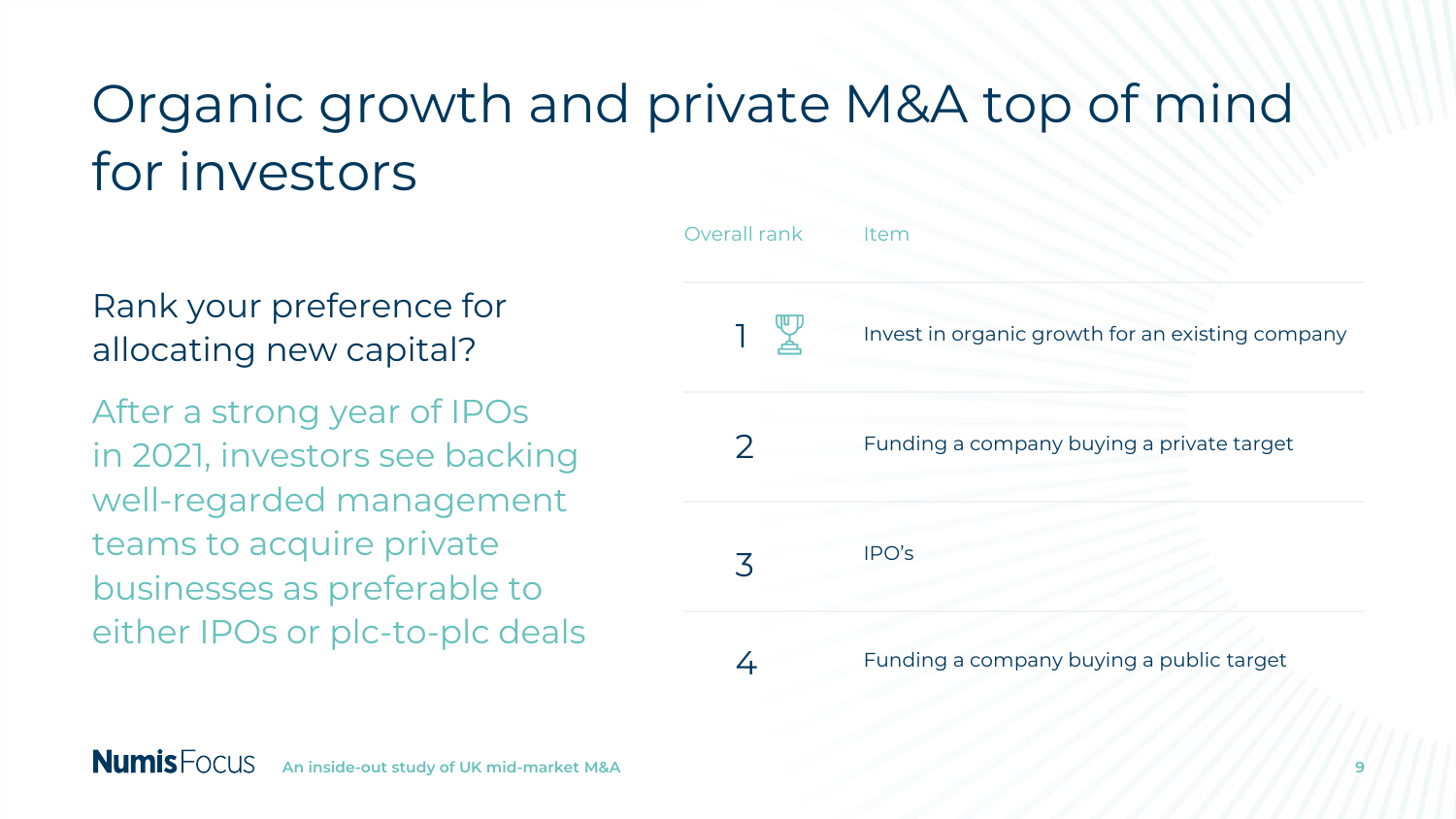# Organic growth and private M&A top of mind for investors

## Rank your preference for allocating new capital?

After a strong year of IPOs in 2021, investors see backing well-regarded management teams to acquire private businesses as preferable to either IPOs or plc-to-plc deals

| Overall rank | Item |
| --- | --- |
| 1 | Invest in organic growth for an existing company |
| 2 | Funding a company buying a private target |
| 3 | IPO's |
| 4 | Funding a company buying a public target |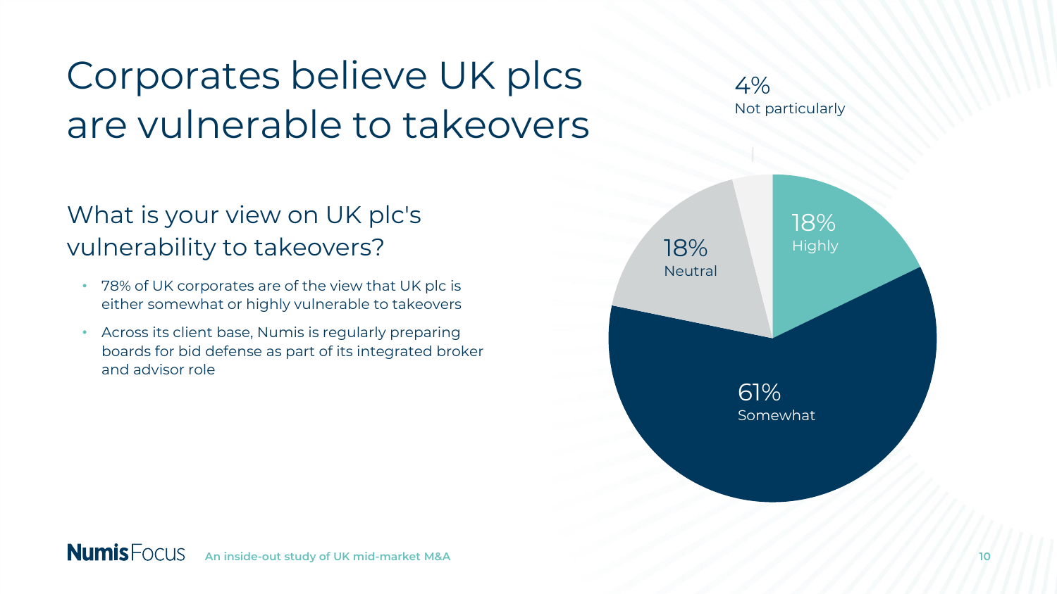# Corporates believe UK plcs are vulnerable to takeovers

## What is your view on UK plc's vulnerability to takeovers?

- 78% of UK corporates are of the view that UK plc is either somewhat or highly vulnerable to takeovers
- Across its client base, Numis is regularly preparing boards for bid defense as part of its integrated broker and advisor role

| Response | Share |
| --- | --- |
| Highly | 18% |
| Somewhat | 61% |
| Neutral | 18% |
| Not particularly | 4% |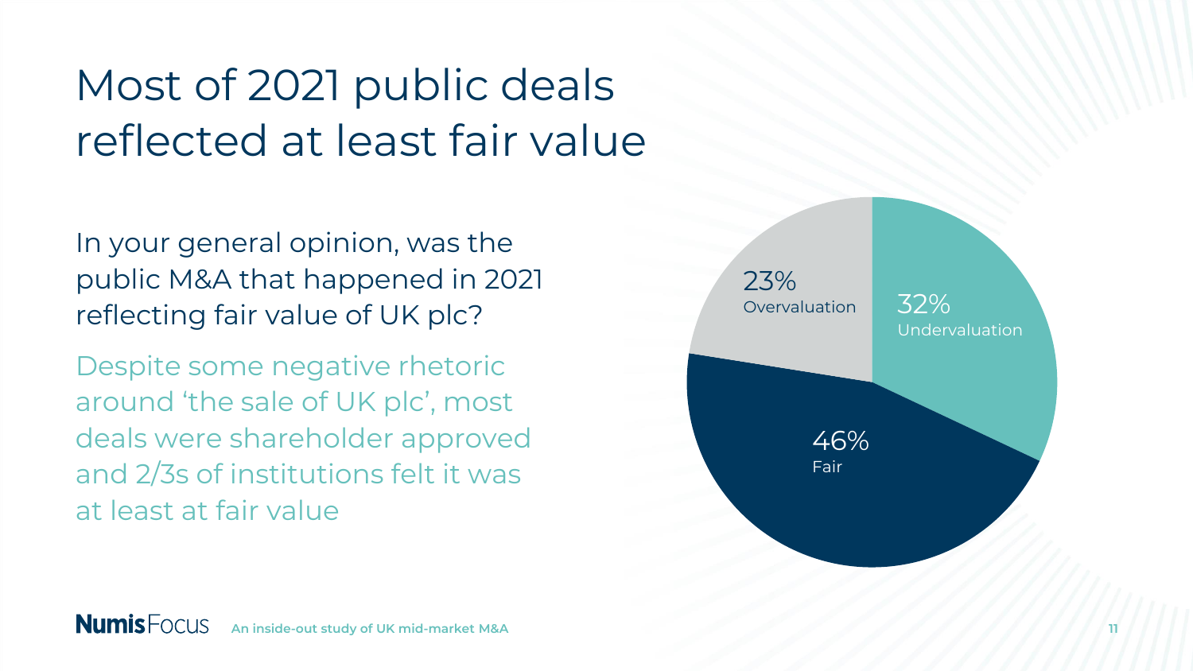# Most of 2021 public deals reflected at least fair value

In your general opinion, was the public M&A that happened in 2021 reflecting fair value of UK plc?

Despite some negative rhetoric around 'the sale of UK plc', most deals were shareholder approved and 2/3s of institutions felt it was at least at fair value

| Response | Share |
| --- | --- |
| Overvaluation | 23% |
| Undervaluation | 32% |
| Fair | 46% |

**Numis** Focus An inside-out study of UK mid-market M&A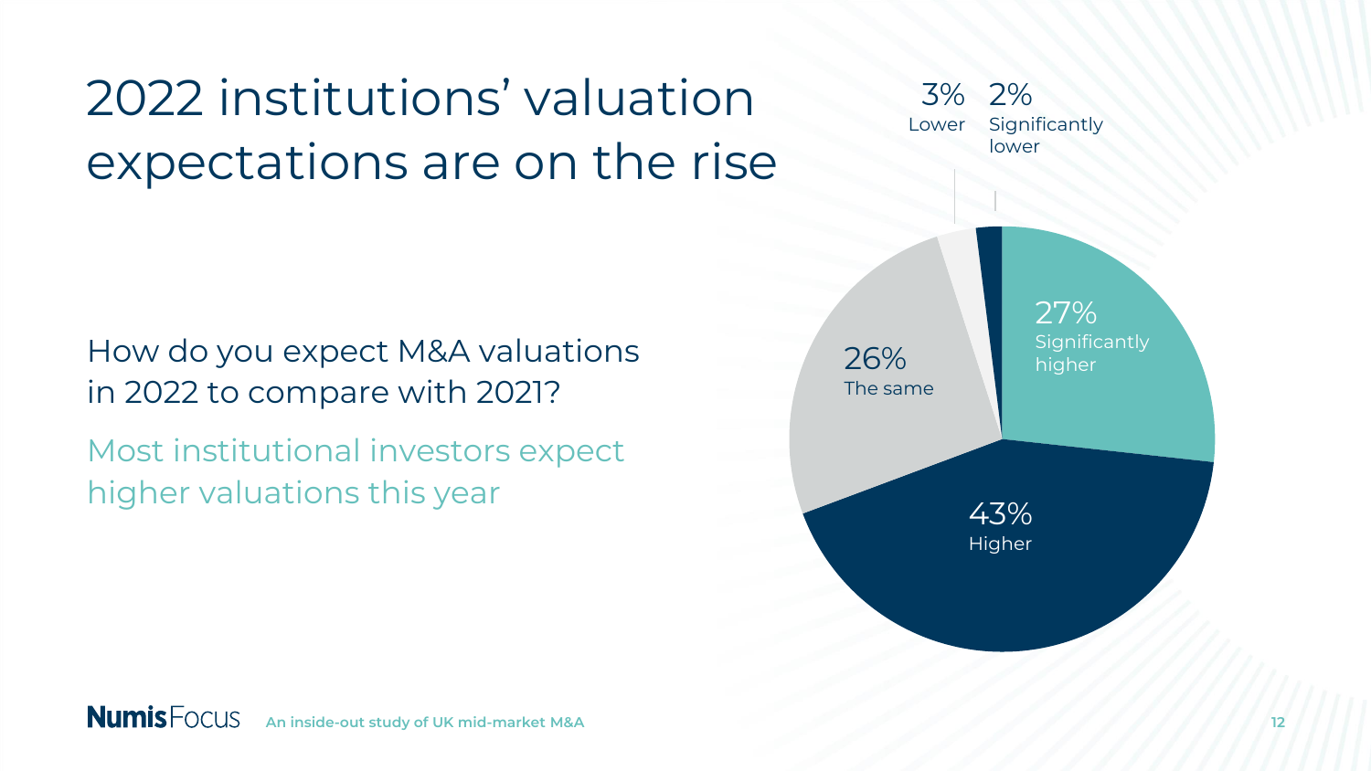# 2022 institutions' valuation expectations are on the rise

How do you expect M&A valuations in 2022 to compare with 2021?

Most institutional investors expect higher valuations this year

| Response | Share |
| --- | --- |
| Significantly higher | 27% |
| Higher | 43% |
| The same | 26% |
| Lower | 3% |
| Significantly lower | 2% |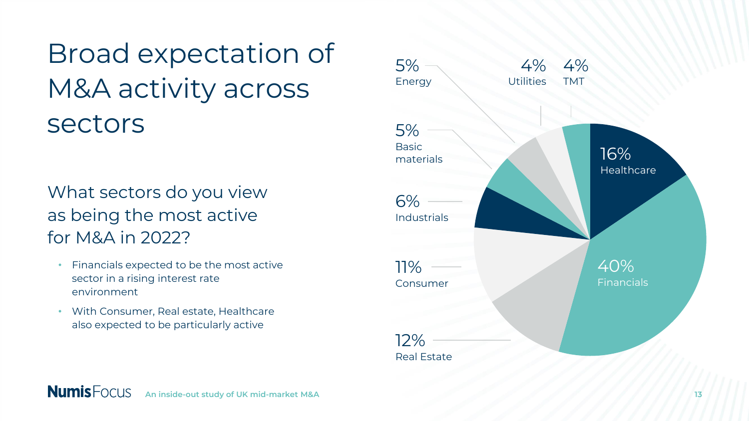# Broad expectation of M&A activity across sectors

## What sectors do you view as being the most active for M&A in 2022?

- Financials expected to be the most active sector in a rising interest rate environment
- With Consumer, Real estate, Healthcare also expected to be particularly active

| Sector | % |
| --- | --- |
| Financials | 40% |
| Healthcare | 16% |
| Real Estate | 12% |
| Consumer | 11% |
| Industrials | 6% |
| Basic materials | 5% |
| Energy | 5% |
| Utilities | 4% |
| TMT | 4% |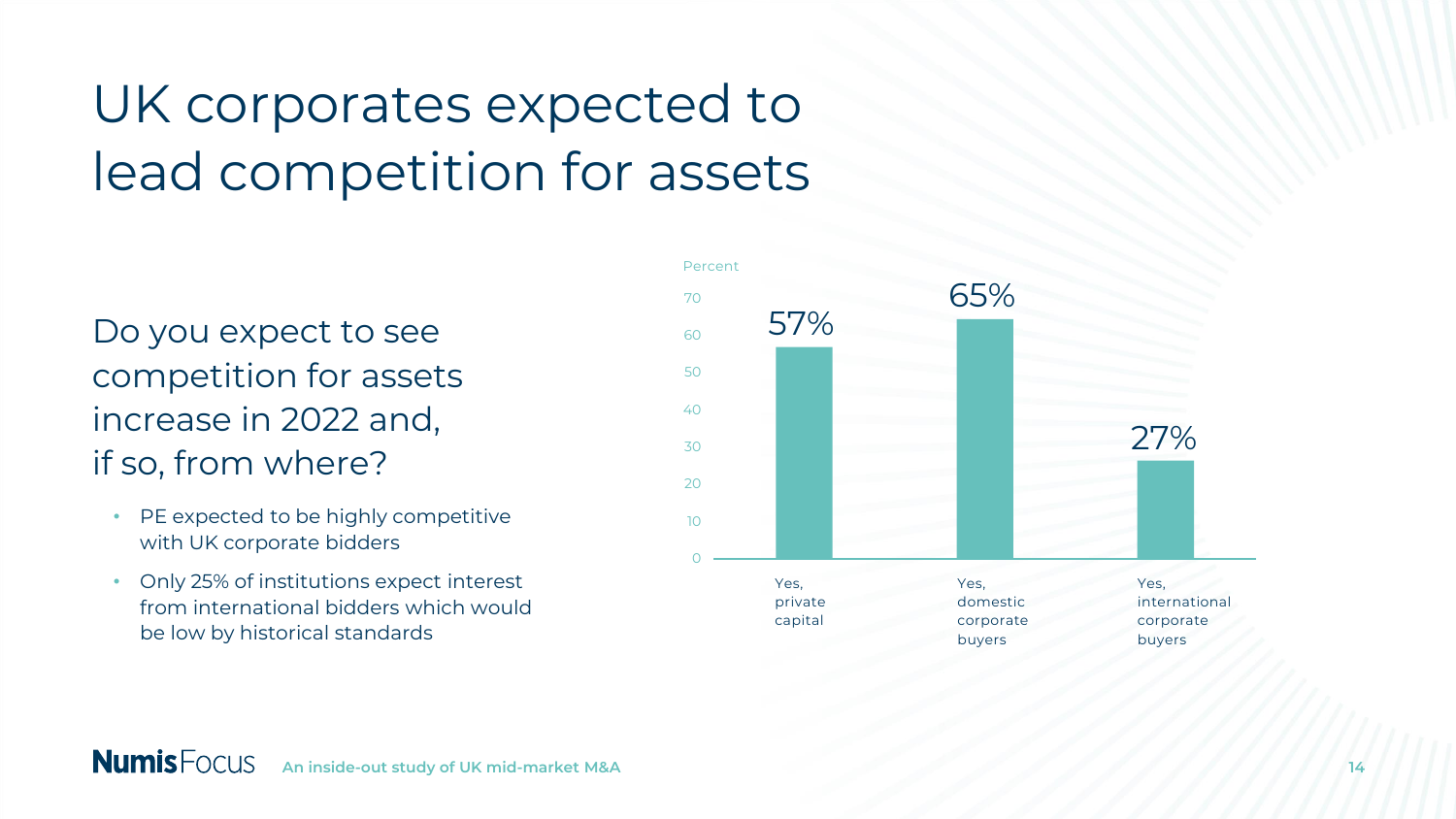# UK corporates expected to lead competition for assets

## Do you expect to see competition for assets increase in 2022 and, if so, from where?

- PE expected to be highly competitive with UK corporate bidders
- Only 25% of institutions expect interest from international bidders which would be low by historical standards

| Response | Percent |
| --- | --- |
| Yes, private capital | 57% |
| Yes, domestic corporate buyers | 65% |
| Yes, international corporate buyers | 27% |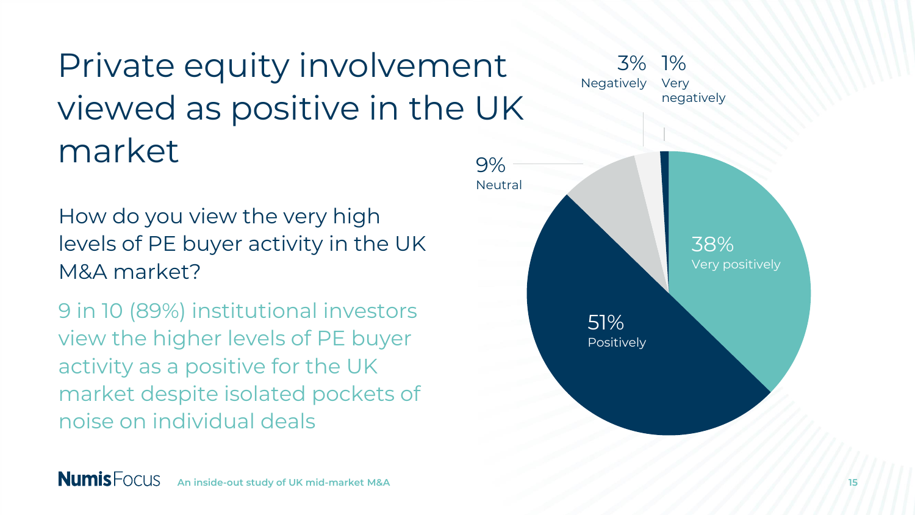# Private equity involvement viewed as positive in the UK market

How do you view the very high levels of PE buyer activity in the UK M&A market?

9 in 10 (89%) institutional investors view the higher levels of PE buyer activity as a positive for the UK market despite isolated pockets of noise on individual deals

| Response | % |
| --- | --- |
| Very positively | 38% |
| Positively | 51% |
| Neutral | 9% |
| Negatively | 3% |
| Very negatively | 1% |

An inside-out study of UK mid-market M&A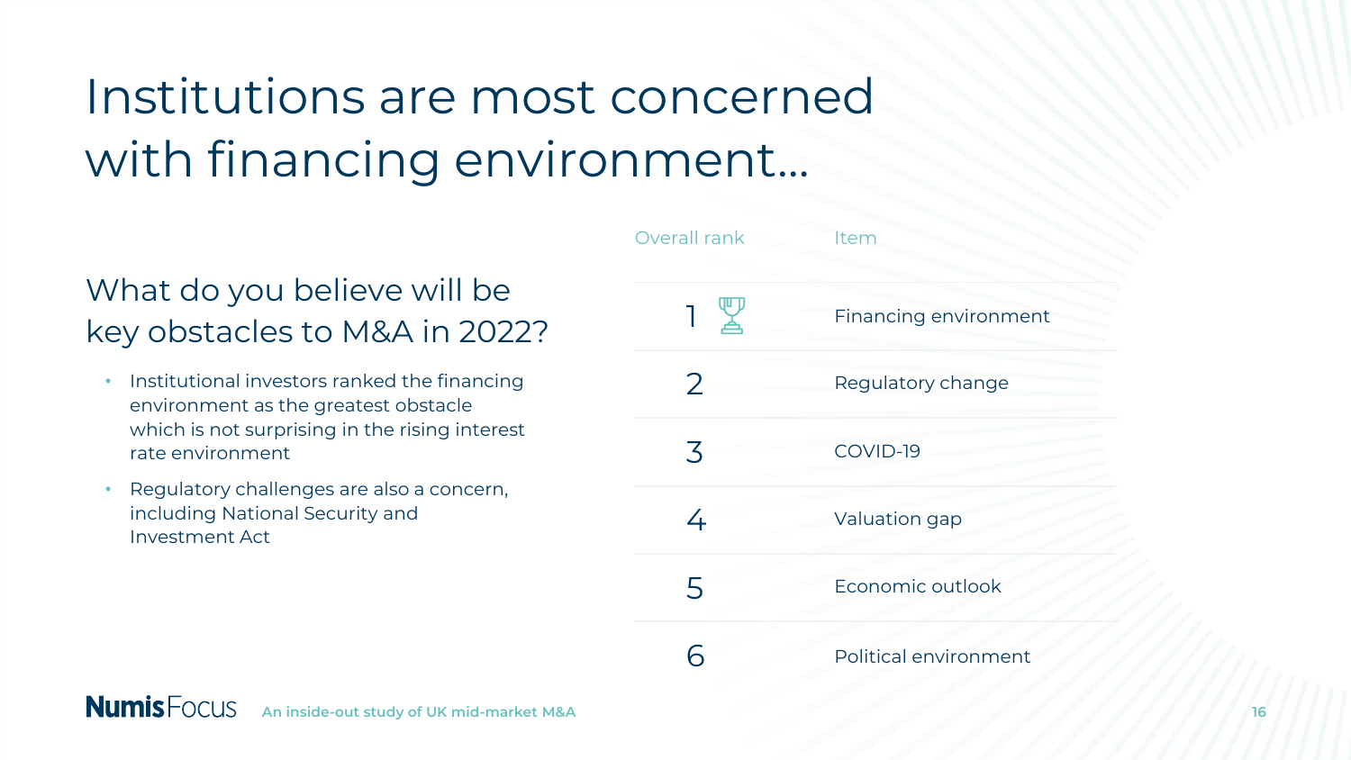# Institutions are most concerned with financing environment…

## What do you believe will be key obstacles to M&A in 2022?

- Institutional investors ranked the financing environment as the greatest obstacle which is not surprising in the rising interest rate environment
- Regulatory challenges are also a concern, including National Security and Investment Act

| Overall rank | Item |
|---|---|
| 1 | Financing environment |
| 2 | Regulatory change |
| 3 | COVID-19 |
| 4 | Valuation gap |
| 5 | Economic outlook |
| 6 | Political environment |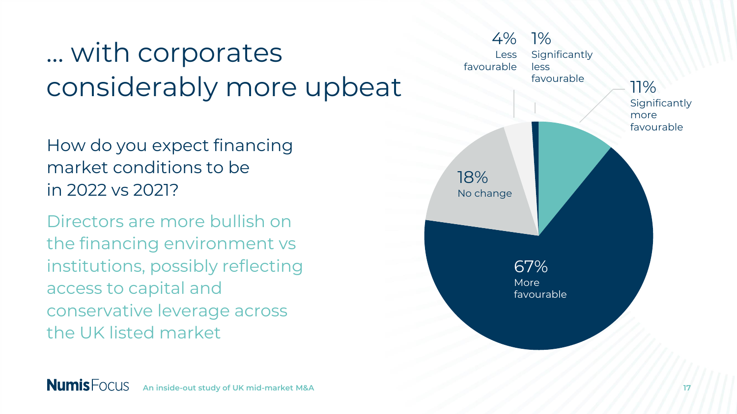# … with corporates considerably more upbeat

How do you expect financing market conditions to be in 2022 vs 2021?

Directors are more bullish on the financing environment vs institutions, possibly reflecting access to capital and conservative leverage across the UK listed market

| Response | Share |
| --- | --- |
| Significantly more favourable | 11% |
| More favourable | 67% |
| No change | 18% |
| Less favourable | 4% |
| Significantly less favourable | 1% |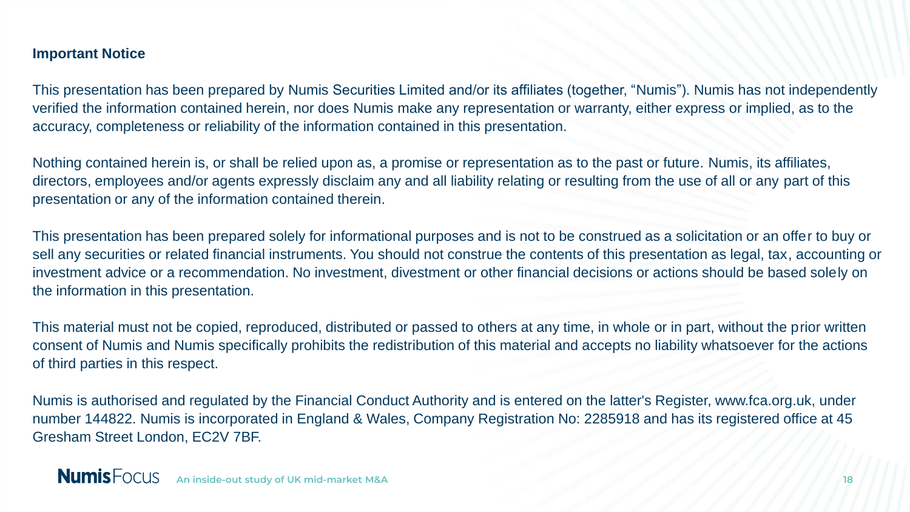## Important Notice

This presentation has been prepared by Numis Securities Limited and/or its affiliates (together, "Numis"). Numis has not independently verified the information contained herein, nor does Numis make any representation or warranty, either express or implied, as to the accuracy, completeness or reliability of the information contained in this presentation.

Nothing contained herein is, or shall be relied upon as, a promise or representation as to the past or future. Numis, its affiliates, directors, employees and/or agents expressly disclaim any and all liability relating or resulting from the use of all or any part of this presentation or any of the information contained therein.

This presentation has been prepared solely for informational purposes and is not to be construed as a solicitation or an offer to buy or sell any securities or related financial instruments. You should not construe the contents of this presentation as legal, tax, accounting or investment advice or a recommendation. No investment, divestment or other financial decisions or actions should be based solely on the information in this presentation.

This material must not be copied, reproduced, distributed or passed to others at any time, in whole or in part, without the prior written consent of Numis and Numis specifically prohibits the redistribution of this material and accepts no liability whatsoever for the actions of third parties in this respect.

Numis is authorised and regulated by the Financial Conduct Authority and is entered on the latter's Register, www.fca.org.uk, under number 144822. Numis is incorporated in England & Wales, Company Registration No: 2285918 and has its registered office at 45 Gresham Street London, EC2V 7BF.